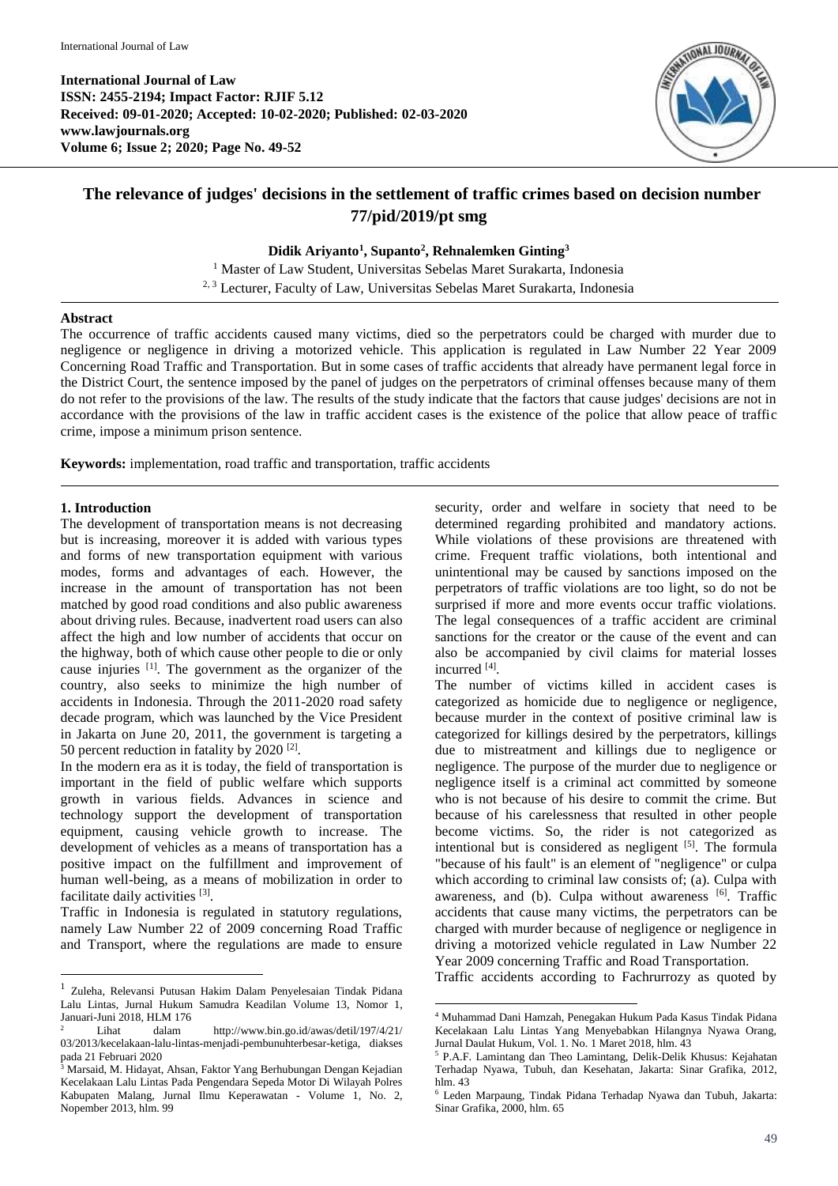**International Journal of Law**
**ISSN: 2455-2194; Impact Factor: RJIF 5.12**
**Received: 09-01-2020; Accepted: 10-02-2020; Published: 02-03-2020**
**www.lawjournals.org**
**Volume 6; Issue 2; 2020; Page No. 49-52**

# The relevance of judges' decisions in the settlement of traffic crimes based on decision number 77/pid/2019/pt smg

**Didik Ariyanto[1], Supanto[2], Rehnalemken Ginting[3]**

[1] Master of Law Student, Universitas Sebelas Maret Surakarta, Indonesia
[2, 3] Lecturer, Faculty of Law, Universitas Sebelas Maret Surakarta, Indonesia

**Abstract**

The occurrence of traffic accidents caused many victims, died so the perpetrators could be charged with murder due to negligence or negligence in driving a motorized vehicle. This application is regulated in Law Number 22 Year 2009 Concerning Road Traffic and Transportation. But in some cases of traffic accidents that already have permanent legal force in the District Court, the sentence imposed by the panel of judges on the perpetrators of criminal offenses because many of them do not refer to the provisions of the law. The results of the study indicate that the factors that cause judges' decisions are not in accordance with the provisions of the law in traffic accident cases is the existence of the police that allow peace of traffic crime, impose a minimum prison sentence.

**Keywords:** implementation, road traffic and transportation, traffic accidents

## 1. Introduction

The development of transportation means is not decreasing but is increasing, moreover it is added with various types and forms of new transportation equipment with various modes, forms and advantages of each. However, the increase in the amount of transportation has not been matched by good road conditions and also public awareness about driving rules. Because, inadvertent road users can also affect the high and low number of accidents that occur on the highway, both of which cause other people to die or only cause injuries [1]. The government as the organizer of the country, also seeks to minimize the high number of accidents in Indonesia. Through the 2011-2020 road safety decade program, which was launched by the Vice President in Jakarta on June 20, 2011, the government is targeting a 50 percent reduction in fatality by 2020 [2].

In the modern era as it is today, the field of transportation is important in the field of public welfare which supports growth in various fields. Advances in science and technology support the development of transportation equipment, causing vehicle growth to increase. The development of vehicles as a means of transportation has a positive impact on the fulfillment and improvement of human well-being, as a means of mobilization in order to facilitate daily activities [3].

Traffic in Indonesia is regulated in statutory regulations, namely Law Number 22 of 2009 concerning Road Traffic and Transport, where the regulations are made to ensure security, order and welfare in society that need to be determined regarding prohibited and mandatory actions. While violations of these provisions are threatened with crime. Frequent traffic violations, both intentional and unintentional may be caused by sanctions imposed on the perpetrators of traffic violations are too light, so do not be surprised if more and more events occur traffic violations. The legal consequences of a traffic accident are criminal sanctions for the creator or the cause of the event and can also be accompanied by civil claims for material losses incurred [4].

The number of victims killed in accident cases is categorized as homicide due to negligence or negligence, because murder in the context of positive criminal law is categorized for killings desired by the perpetrators, killings due to mistreatment and killings due to negligence or negligence. The purpose of the murder due to negligence or negligence itself is a criminal act committed by someone who is not because of his desire to commit the crime. But because of his carelessness that resulted in other people become victims. So, the rider is not categorized as intentional but is considered as negligent [5]. The formula "because of his fault" is an element of "negligence" or culpa which according to criminal law consists of; (a). Culpa with awareness, and (b). Culpa without awareness [6]. Traffic accidents that cause many victims, the perpetrators can be charged with murder because of negligence or negligence in driving a motorized vehicle regulated in Law Number 22 Year 2009 concerning Traffic and Road Transportation.

Traffic accidents according to Fachrurrozy as quoted by

---

[1] Zuleha, Relevansi Putusan Hakim Dalam Penyelesaian Tindak Pidana Lalu Lintas, Jurnal Hukum Samudra Keadilan Volume 13, Nomor 1, Januari-Juni 2018, HLM 176

[2] Lihat dalam http://www.bin.go.id/awas/detil/197/4/21/03/2013/kecelakaan-lalu-lintas-menjadi-pembunuhterbesar-ketiga, diakses pada 21 Februari 2020

[3] Marsaid, M. Hidayat, Ahsan, Faktor Yang Berhubungan Dengan Kejadian Kecelakaan Lalu Lintas Pada Pengendara Sepeda Motor Di Wilayah Polres Kabupaten Malang, Jurnal Ilmu Keperawatan - Volume 1, No. 2, Nopember 2013, hlm. 99

[4] Muhammad Dani Hamzah, Penegakan Hukum Pada Kasus Tindak Pidana Kecelakaan Lalu Lintas Yang Menyebabkan Hilangnya Nyawa Orang, Jurnal Daulat Hukum, Vol. 1. No. 1 Maret 2018, hlm. 43

[5] P.A.F. Lamintang dan Theo Lamintang, Delik-Delik Khusus: Kejahatan Terhadap Nyawa, Tubuh, dan Kesehatan, Jakarta: Sinar Grafika, 2012, hlm. 43

[6] Leden Marpaung, Tindak Pidana Terhadap Nyawa dan Tubuh, Jakarta: Sinar Grafika, 2000, hlm. 65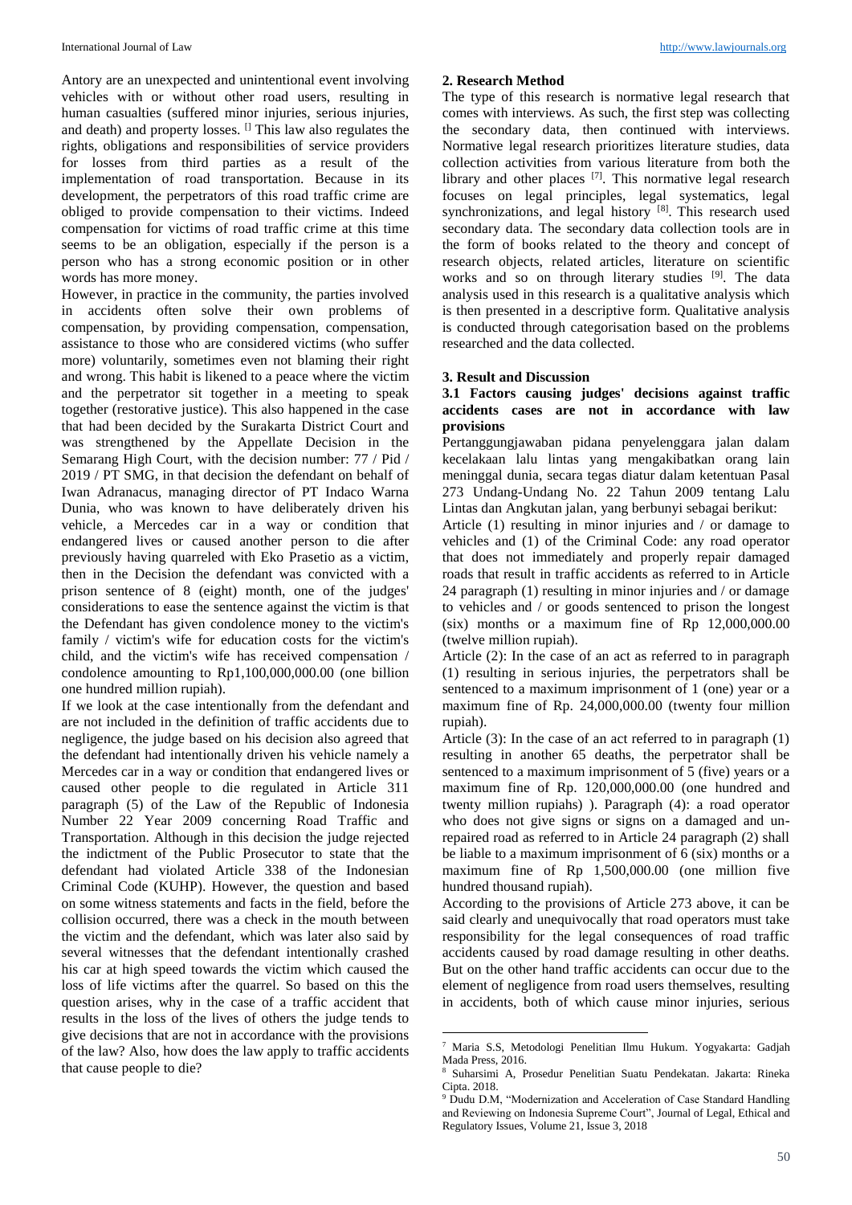Antory are an unexpected and unintentional event involving vehicles with or without other road users, resulting in human casualties (suffered minor injuries, serious injuries, and death) and property losses. [] This law also regulates the rights, obligations and responsibilities of service providers for losses from third parties as a result of the implementation of road transportation. Because in its development, the perpetrators of this road traffic crime are obliged to provide compensation to their victims. Indeed compensation for victims of road traffic crime at this time seems to be an obligation, especially if the person is a person who has a strong economic position or in other words has more money.

However, in practice in the community, the parties involved in accidents often solve their own problems of compensation, by providing compensation, compensation, assistance to those who are considered victims (who suffer more) voluntarily, sometimes even not blaming their right and wrong. This habit is likened to a peace where the victim and the perpetrator sit together in a meeting to speak together (restorative justice). This also happened in the case that had been decided by the Surakarta District Court and was strengthened by the Appellate Decision in the Semarang High Court, with the decision number: 77 / Pid / 2019 / PT SMG, in that decision the defendant on behalf of Iwan Adranacus, managing director of PT Indaco Warna Dunia, who was known to have deliberately driven his vehicle, a Mercedes car in a way or condition that endangered lives or caused another person to die after previously having quarreled with Eko Prasetio as a victim, then in the Decision the defendant was convicted with a prison sentence of 8 (eight) month, one of the judges' considerations to ease the sentence against the victim is that the Defendant has given condolence money to the victim's family / victim's wife for education costs for the victim's child, and the victim's wife has received compensation / condolence amounting to Rp1,100,000,000.00 (one billion one hundred million rupiah).

If we look at the case intentionally from the defendant and are not included in the definition of traffic accidents due to negligence, the judge based on his decision also agreed that the defendant had intentionally driven his vehicle namely a Mercedes car in a way or condition that endangered lives or caused other people to die regulated in Article 311 paragraph (5) of the Law of the Republic of Indonesia Number 22 Year 2009 concerning Road Traffic and Transportation. Although in this decision the judge rejected the indictment of the Public Prosecutor to state that the defendant had violated Article 338 of the Indonesian Criminal Code (KUHP). However, the question and based on some witness statements and facts in the field, before the collision occurred, there was a check in the mouth between the victim and the defendant, which was later also said by several witnesses that the defendant intentionally crashed his car at high speed towards the victim which caused the loss of life victims after the quarrel. So based on this the question arises, why in the case of a traffic accident that results in the loss of the lives of others the judge tends to give decisions that are not in accordance with the provisions of the law? Also, how does the law apply to traffic accidents that cause people to die?

## 2. Research Method

The type of this research is normative legal research that comes with interviews. As such, the first step was collecting the secondary data, then continued with interviews. Normative legal research prioritizes literature studies, data collection activities from various literature from both the library and other places [7]. This normative legal research focuses on legal principles, legal systematics, legal synchronizations, and legal history [8]. This research used secondary data. The secondary data collection tools are in the form of books related to the theory and concept of research objects, related articles, literature on scientific works and so on through literary studies [9]. The data analysis used in this research is a qualitative analysis which is then presented in a descriptive form. Qualitative analysis is conducted through categorisation based on the problems researched and the data collected.

## 3. Result and Discussion

### 3.1 Factors causing judges' decisions against traffic accidents cases are not in accordance with law provisions

Pertanggungjawaban pidana penyelenggara jalan dalam kecelakaan lalu lintas yang mengakibatkan orang lain meninggal dunia, secara tegas diatur dalam ketentuan Pasal 273 Undang-Undang No. 22 Tahun 2009 tentang Lalu Lintas dan Angkutan jalan, yang berbunyi sebagai berikut:

Article (1) resulting in minor injuries and / or damage to vehicles and (1) of the Criminal Code: any road operator that does not immediately and properly repair damaged roads that result in traffic accidents as referred to in Article 24 paragraph (1) resulting in minor injuries and / or damage to vehicles and / or goods sentenced to prison the longest (six) months or a maximum fine of Rp 12,000,000.00 (twelve million rupiah).

Article (2): In the case of an act as referred to in paragraph (1) resulting in serious injuries, the perpetrators shall be sentenced to a maximum imprisonment of 1 (one) year or a maximum fine of Rp. 24,000,000.00 (twenty four million rupiah).

Article (3): In the case of an act referred to in paragraph (1) resulting in another 65 deaths, the perpetrator shall be sentenced to a maximum imprisonment of 5 (five) years or a maximum fine of Rp. 120,000,000.00 (one hundred and twenty million rupiahs) ). Paragraph (4): a road operator who does not give signs or signs on a damaged and un-repaired road as referred to in Article 24 paragraph (2) shall be liable to a maximum imprisonment of 6 (six) months or a maximum fine of Rp 1,500,000.00 (one million five hundred thousand rupiah).

According to the provisions of Article 273 above, it can be said clearly and unequivocally that road operators must take responsibility for the legal consequences of road traffic accidents caused by road damage resulting in other deaths. But on the other hand traffic accidents can occur due to the element of negligence from road users themselves, resulting in accidents, both of which cause minor injuries, serious

---

[7] Maria S.S, Metodologi Penelitian Ilmu Hukum. Yogyakarta: Gadjah Mada Press, 2016.

[8] Suharsimi A, Prosedur Penelitian Suatu Pendekatan. Jakarta: Rineka Cipta. 2018.

[9] Dudu D.M, "Modernization and Acceleration of Case Standard Handling and Reviewing on Indonesia Supreme Court", Journal of Legal, Ethical and Regulatory Issues, Volume 21, Issue 3, 2018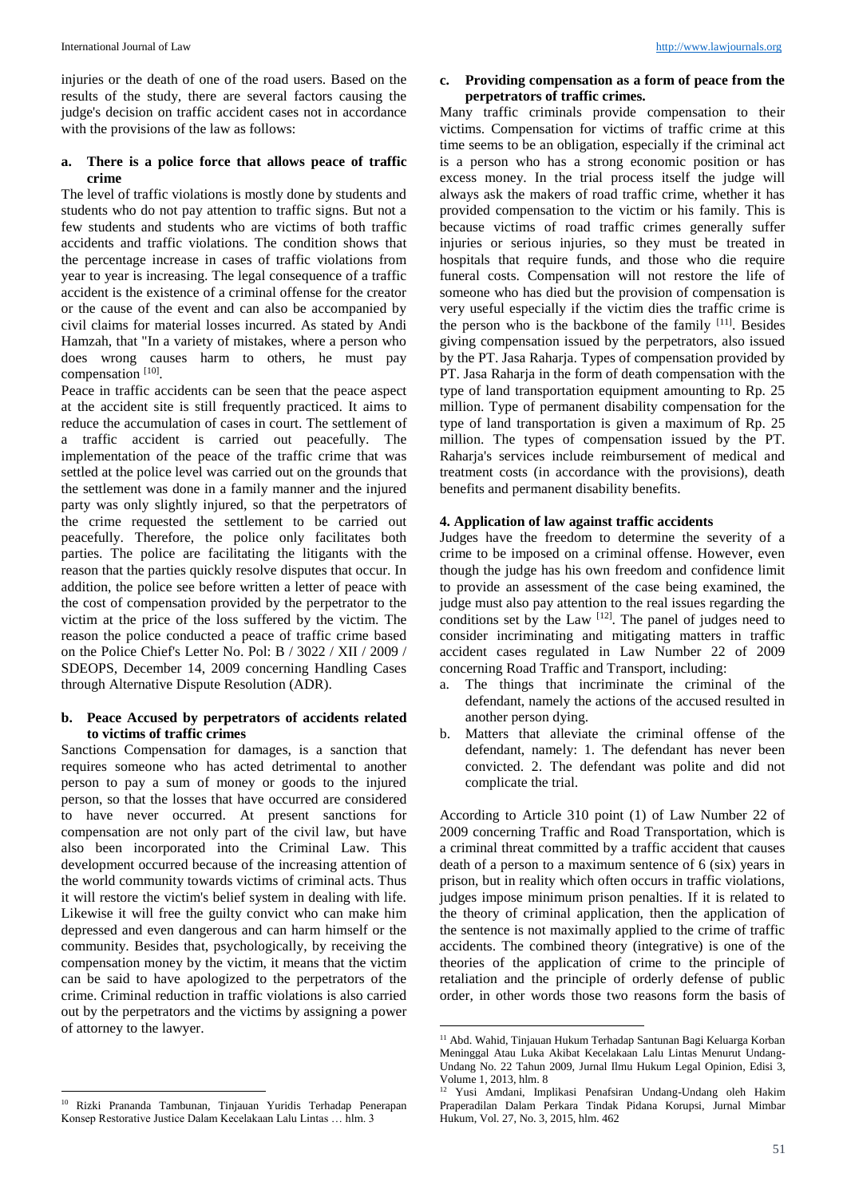injuries or the death of one of the road users. Based on the results of the study, there are several factors causing the judge's decision on traffic accident cases not in accordance with the provisions of the law as follows:

**a. There is a police force that allows peace of traffic crime**

The level of traffic violations is mostly done by students and students who do not pay attention to traffic signs. But not a few students and students who are victims of both traffic accidents and traffic violations. The condition shows that the percentage increase in cases of traffic violations from year to year is increasing. The legal consequence of a traffic accident is the existence of a criminal offense for the creator or the cause of the event and can also be accompanied by civil claims for material losses incurred. As stated by Andi Hamzah, that "In a variety of mistakes, where a person who does wrong causes harm to others, he must pay compensation [10].

Peace in traffic accidents can be seen that the peace aspect at the accident site is still frequently practiced. It aims to reduce the accumulation of cases in court. The settlement of a traffic accident is carried out peacefully. The implementation of the peace of the traffic crime that was settled at the police level was carried out on the grounds that the settlement was done in a family manner and the injured party was only slightly injured, so that the perpetrators of the crime requested the settlement to be carried out peacefully. Therefore, the police only facilitates both parties. The police are facilitating the litigants with the reason that the parties quickly resolve disputes that occur. In addition, the police see before written a letter of peace with the cost of compensation provided by the perpetrator to the victim at the price of the loss suffered by the victim. The reason the police conducted a peace of traffic crime based on the Police Chief's Letter No. Pol: B / 3022 / XII / 2009 / SDEOPS, December 14, 2009 concerning Handling Cases through Alternative Dispute Resolution (ADR).

**b. Peace Accused by perpetrators of accidents related to victims of traffic crimes**

Sanctions Compensation for damages, is a sanction that requires someone who has acted detrimental to another person to pay a sum of money or goods to the injured person, so that the losses that have occurred are considered to have never occurred. At present sanctions for compensation are not only part of the civil law, but have also been incorporated into the Criminal Law. This development occurred because of the increasing attention of the world community towards victims of criminal acts. Thus it will restore the victim's belief system in dealing with life. Likewise it will free the guilty convict who can make him depressed and even dangerous and can harm himself or the community. Besides that, psychologically, by receiving the compensation money by the victim, it means that the victim can be said to have apologized to the perpetrators of the crime. Criminal reduction in traffic violations is also carried out by the perpetrators and the victims by assigning a power of attorney to the lawyer.

**c. Providing compensation as a form of peace from the perpetrators of traffic crimes.**

Many traffic criminals provide compensation to their victims. Compensation for victims of traffic crime at this time seems to be an obligation, especially if the criminal act is a person who has a strong economic position or has excess money. In the trial process itself the judge will always ask the makers of road traffic crime, whether it has provided compensation to the victim or his family. This is because victims of road traffic crimes generally suffer injuries or serious injuries, so they must be treated in hospitals that require funds, and those who die require funeral costs. Compensation will not restore the life of someone who has died but the provision of compensation is very useful especially if the victim dies the traffic crime is the person who is the backbone of the family [11]. Besides giving compensation issued by the perpetrators, also issued by the PT. Jasa Raharja. Types of compensation provided by PT. Jasa Raharja in the form of death compensation with the type of land transportation equipment amounting to Rp. 25 million. Type of permanent disability compensation for the type of land transportation is given a maximum of Rp. 25 million. The types of compensation issued by the PT. Raharja's services include reimbursement of medical and treatment costs (in accordance with the provisions), death benefits and permanent disability benefits.

## 4. Application of law against traffic accidents

Judges have the freedom to determine the severity of a crime to be imposed on a criminal offense. However, even though the judge has his own freedom and confidence limit to provide an assessment of the case being examined, the judge must also pay attention to the real issues regarding the conditions set by the Law [12]. The panel of judges need to consider incriminating and mitigating matters in traffic accident cases regulated in Law Number 22 of 2009 concerning Road Traffic and Transport, including:

a. The things that incriminate the criminal of the defendant, namely the actions of the accused resulted in another person dying.
b. Matters that alleviate the criminal offense of the defendant, namely: 1. The defendant has never been convicted. 2. The defendant was polite and did not complicate the trial.

According to Article 310 point (1) of Law Number 22 of 2009 concerning Traffic and Road Transportation, which is a criminal threat committed by a traffic accident that causes death of a person to a maximum sentence of 6 (six) years in prison, but in reality which often occurs in traffic violations, judges impose minimum prison penalties. If it is related to the theory of criminal application, then the application of the sentence is not maximally applied to the crime of traffic accidents. The combined theory (integrative) is one of the theories of the application of crime to the principle of retaliation and the principle of orderly defense of public order, in other words those two reasons form the basis of

---

[10] Rizki Prananda Tambunan, Tinjauan Yuridis Terhadap Penerapan Konsep Restorative Justice Dalam Kecelakaan Lalu Lintas … hlm. 3

[11] Abd. Wahid, Tinjauan Hukum Terhadap Santunan Bagi Keluarga Korban Meninggal Atau Luka Akibat Kecelakaan Lalu Lintas Menurut Undang-Undang No. 22 Tahun 2009, Jurnal Ilmu Hukum Legal Opinion, Edisi 3, Volume 1, 2013, hlm. 8

[12] Yusi Amdani, Implikasi Penafsiran Undang-Undang oleh Hakim Praperadilan Dalam Perkara Tindak Pidana Korupsi, Jurnal Mimbar Hukum, Vol. 27, No. 3, 2015, hlm. 462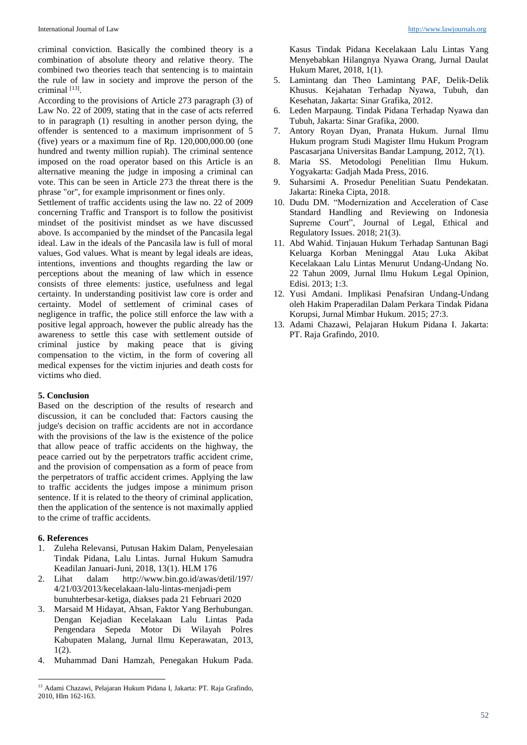criminal conviction. Basically the combined theory is a combination of absolute theory and relative theory. The combined two theories teach that sentencing is to maintain the rule of law in society and improve the person of the criminal [13].

According to the provisions of Article 273 paragraph (3) of Law No. 22 of 2009, stating that in the case of acts referred to in paragraph (1) resulting in another person dying, the offender is sentenced to a maximum imprisonment of 5 (five) years or a maximum fine of Rp. 120,000,000.00 (one hundred and twenty million rupiah). The criminal sentence imposed on the road operator based on this Article is an alternative meaning the judge in imposing a criminal can vote. This can be seen in Article 273 the threat there is the phrase "or", for example imprisonment or fines only.

Settlement of traffic accidents using the law no. 22 of 2009 concerning Traffic and Transport is to follow the positivist mindset of the positivist mindset as we have discussed above. Is accompanied by the mindset of the Pancasila legal ideal. Law in the ideals of the Pancasila law is full of moral values, God values. What is meant by legal ideals are ideas, intentions, inventions and thoughts regarding the law or perceptions about the meaning of law which in essence consists of three elements: justice, usefulness and legal certainty. In understanding positivist law core is order and certainty. Model of settlement of criminal cases of negligence in traffic, the police still enforce the law with a positive legal approach, however the public already has the awareness to settle this case with settlement outside of criminal justice by making peace that is giving compensation to the victim, in the form of covering all medical expenses for the victim injuries and death costs for victims who died.

## 5. Conclusion

Based on the description of the results of research and discussion, it can be concluded that: Factors causing the judge's decision on traffic accidents are not in accordance with the provisions of the law is the existence of the police that allow peace of traffic accidents on the highway, the peace carried out by the perpetrators traffic accident crime, and the provision of compensation as a form of peace from the perpetrators of traffic accident crimes. Applying the law to traffic accidents the judges impose a minimum prison sentence. If it is related to the theory of criminal application, then the application of the sentence is not maximally applied to the crime of traffic accidents.

## 6. References

1. Zuleha Relevansi, Putusan Hakim Dalam, Penyelesaian Tindak Pidana, Lalu Lintas. Jurnal Hukum Samudra Keadilan Januari-Juni, 2018, 13(1). HLM 176
2. Lihat dalam http://www.bin.go.id/awas/detil/197/4/21/03/2013/kecelakaan-lalu-lintas-menjadi-pembunuhterbesar-ketiga, diakses pada 21 Februari 2020
3. Marsaid M Hidayat, Ahsan, Faktor Yang Berhubungan. Dengan Kejadian Kecelakaan Lalu Lintas Pada Pengendara Sepeda Motor Di Wilayah Polres Kabupaten Malang, Jurnal Ilmu Keperawatan, 2013, 1(2).
4. Muhammad Dani Hamzah, Penegakan Hukum Pada. Kasus Tindak Pidana Kecelakaan Lalu Lintas Yang Menyebabkan Hilangnya Nyawa Orang, Jurnal Daulat Hukum Maret, 2018, 1(1).
5. Lamintang dan Theo Lamintang PAF, Delik-Delik Khusus. Kejahatan Terhadap Nyawa, Tubuh, dan Kesehatan, Jakarta: Sinar Grafika, 2012.
6. Leden Marpaung. Tindak Pidana Terhadap Nyawa dan Tubuh, Jakarta: Sinar Grafika, 2000.
7. Antory Royan Dyan, Pranata Hukum. Jurnal Ilmu Hukum program Studi Magister Ilmu Hukum Program Pascasarjana Universitas Bandar Lampung, 2012, 7(1).
8. Maria SS. Metodologi Penelitian Ilmu Hukum. Yogyakarta: Gadjah Mada Press, 2016.
9. Suharsimi A. Prosedur Penelitian Suatu Pendekatan. Jakarta: Rineka Cipta, 2018.
10. Dudu DM. "Modernization and Acceleration of Case Standard Handling and Reviewing on Indonesia Supreme Court", Journal of Legal, Ethical and Regulatory Issues. 2018; 21(3).
11. Abd Wahid. Tinjauan Hukum Terhadap Santunan Bagi Keluarga Korban Meninggal Atau Luka Akibat Kecelakaan Lalu Lintas Menurut Undang-Undang No. 22 Tahun 2009, Jurnal Ilmu Hukum Legal Opinion, Edisi. 2013; 1:3.
12. Yusi Amdani. Implikasi Penafsiran Undang-Undang oleh Hakim Praperadilan Dalam Perkara Tindak Pidana Korupsi, Jurnal Mimbar Hukum. 2015; 27:3.
13. Adami Chazawi, Pelajaran Hukum Pidana I. Jakarta: PT. Raja Grafindo, 2010.

[13] Adami Chazawi, Pelajaran Hukum Pidana I, Jakarta: PT. Raja Grafindo, 2010, Hlm 162-163.